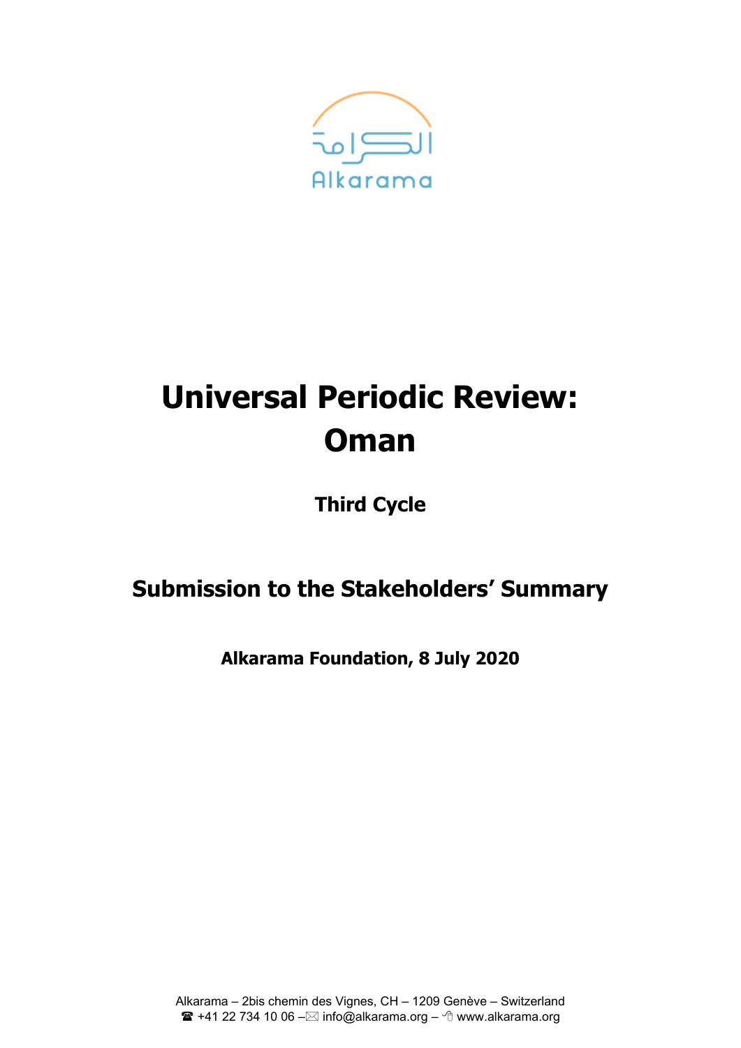الكرامة

Alkarama

# Universal Periodic Review: Oman

## Third Cycle

## Submission to the Stakeholders' Summary

**Alkarama Foundation, 8 July 2020**

Alkarama – 2bis chemin des Vignes, CH – 1209 Genève – Switzerland
☎ +41 22 734 10 06 –✉ info@alkarama.org – 🖰 www.alkarama.org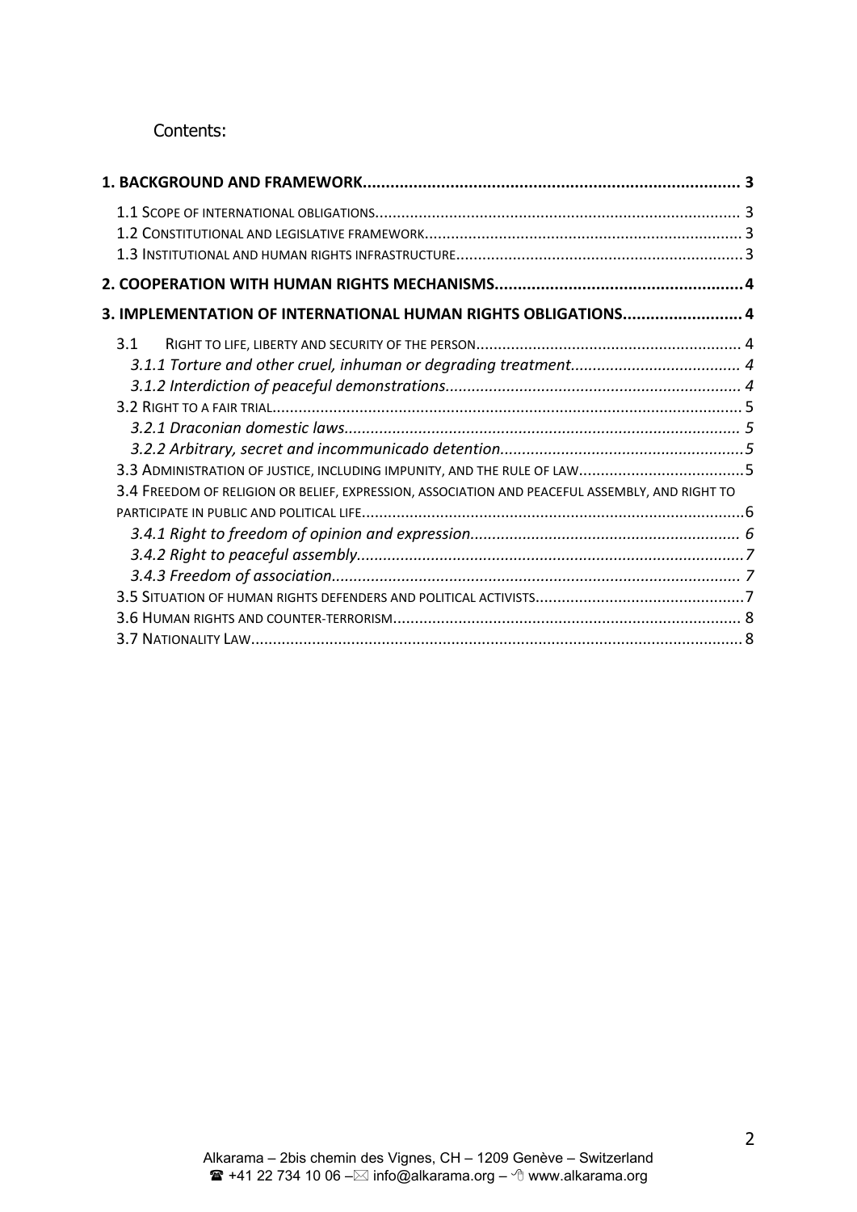Contents:

**1. BACKGROUND AND FRAMEWORK** .................................................................................... **3**

1.1 SCOPE OF INTERNATIONAL OBLIGATIONS .................................................................................... 3
1.2 CONSTITUTIONAL AND LEGISLATIVE FRAMEWORK .......................................................................... 3
1.3 INSTITUTIONAL AND HUMAN RIGHTS INFRASTRUCTURE .................................................................. 3

**2. COOPERATION WITH HUMAN RIGHTS MECHANISMS** ...................................................... **4**

**3. IMPLEMENTATION OF INTERNATIONAL HUMAN RIGHTS OBLIGATIONS** ............................ **4**

3.1 RIGHT TO LIFE, LIBERTY AND SECURITY OF THE PERSON ............................................................ 4
*3.1.1 Torture and other cruel, inhuman or degrading treatment* ....................................... *4*
*3.1.2 Interdiction of peaceful demonstrations* .................................................................... *4*
3.2 RIGHT TO A FAIR TRIAL ............................................................................................................ 5
*3.2.1 Draconian domestic laws* ........................................................................................... *5*
*3.2.2 Arbitrary, secret and incommunicado detention* ......................................................... *5*
3.3 ADMINISTRATION OF JUSTICE, INCLUDING IMPUNITY, AND THE RULE OF LAW ...................................... 5
3.4 FREEDOM OF RELIGION OR BELIEF, EXPRESSION, ASSOCIATION AND PEACEFUL ASSEMBLY, AND RIGHT TO PARTICIPATE IN PUBLIC AND POLITICAL LIFE ....................................................................................... 6
*3.4.1 Right to freedom of opinion and expression* ............................................................. *6*
*3.4.2 Right to peaceful assembly* ......................................................................................... *7*
*3.4.3 Freedom of association* ............................................................................................. *7*
3.5 SITUATION OF HUMAN RIGHTS DEFENDERS AND POLITICAL ACTIVISTS ................................................ 7
3.6 HUMAN RIGHTS AND COUNTER-TERRORISM ................................................................................ 8
3.7 NATIONALITY LAW ................................................................................................................. 8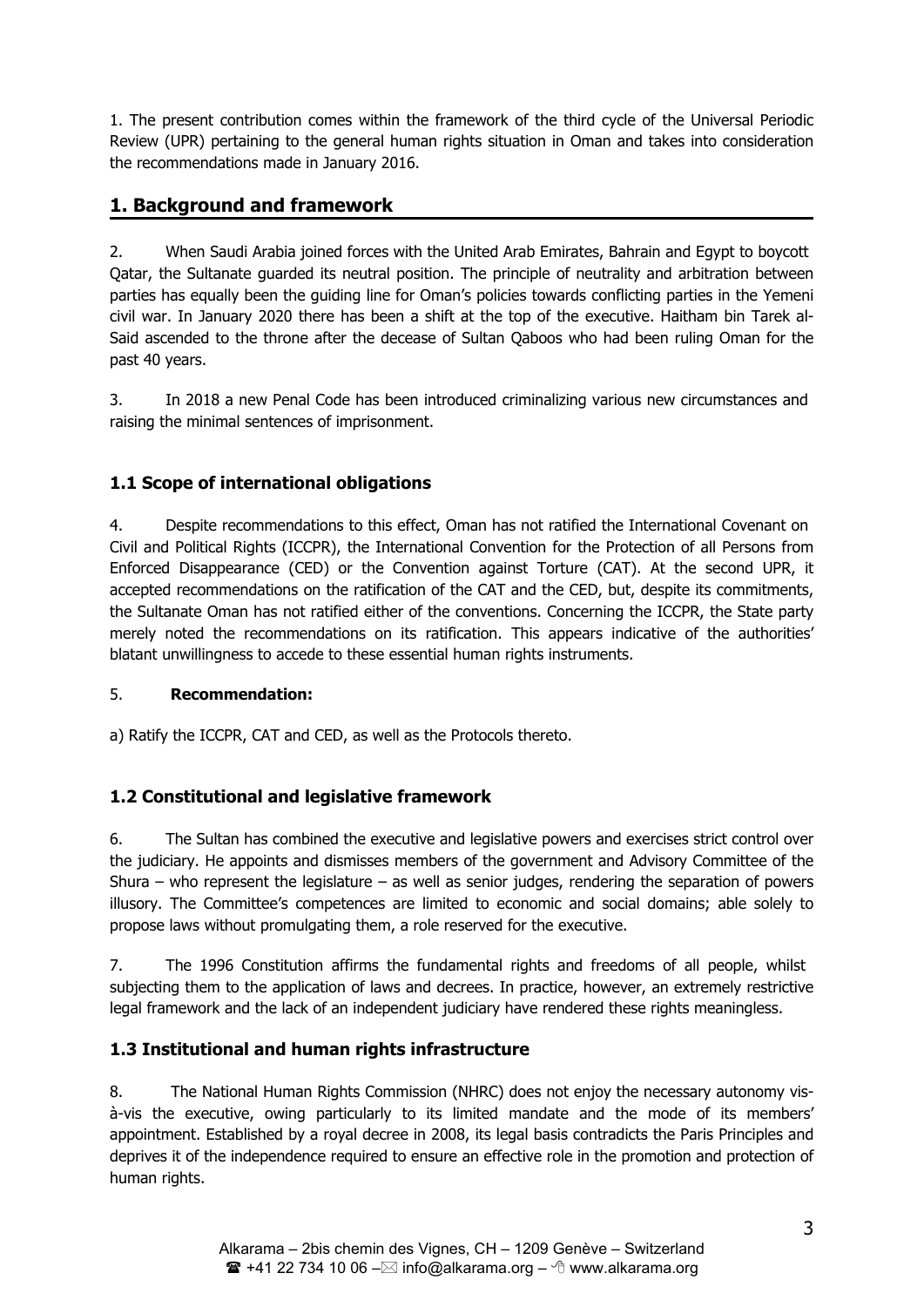1. The present contribution comes within the framework of the third cycle of the Universal Periodic Review (UPR) pertaining to the general human rights situation in Oman and takes into consideration the recommendations made in January 2016.

## 1. Background and framework

2. When Saudi Arabia joined forces with the United Arab Emirates, Bahrain and Egypt to boycott Qatar, the Sultanate guarded its neutral position. The principle of neutrality and arbitration between parties has equally been the guiding line for Oman's policies towards conflicting parties in the Yemeni civil war. In January 2020 there has been a shift at the top of the executive. Haitham bin Tarek al-Said ascended to the throne after the decease of Sultan Qaboos who had been ruling Oman for the past 40 years.

3. In 2018 a new Penal Code has been introduced criminalizing various new circumstances and raising the minimal sentences of imprisonment.

### 1.1 Scope of international obligations

4. Despite recommendations to this effect, Oman has not ratified the International Covenant on Civil and Political Rights (ICCPR), the International Convention for the Protection of all Persons from Enforced Disappearance (CED) or the Convention against Torture (CAT). At the second UPR, it accepted recommendations on the ratification of the CAT and the CED, but, despite its commitments, the Sultanate Oman has not ratified either of the conventions. Concerning the ICCPR, the State party merely noted the recommendations on its ratification. This appears indicative of the authorities' blatant unwillingness to accede to these essential human rights instruments.

5. **Recommendation:**

a) Ratify the ICCPR, CAT and CED, as well as the Protocols thereto.

### 1.2 Constitutional and legislative framework

6. The Sultan has combined the executive and legislative powers and exercises strict control over the judiciary. He appoints and dismisses members of the government and Advisory Committee of the Shura – who represent the legislature – as well as senior judges, rendering the separation of powers illusory. The Committee's competences are limited to economic and social domains; able solely to propose laws without promulgating them, a role reserved for the executive.

7. The 1996 Constitution affirms the fundamental rights and freedoms of all people, whilst subjecting them to the application of laws and decrees. In practice, however, an extremely restrictive legal framework and the lack of an independent judiciary have rendered these rights meaningless.

### 1.3 Institutional and human rights infrastructure

8. The National Human Rights Commission (NHRC) does not enjoy the necessary autonomy vis-à-vis the executive, owing particularly to its limited mandate and the mode of its members' appointment. Established by a royal decree in 2008, its legal basis contradicts the Paris Principles and deprives it of the independence required to ensure an effective role in the promotion and protection of human rights.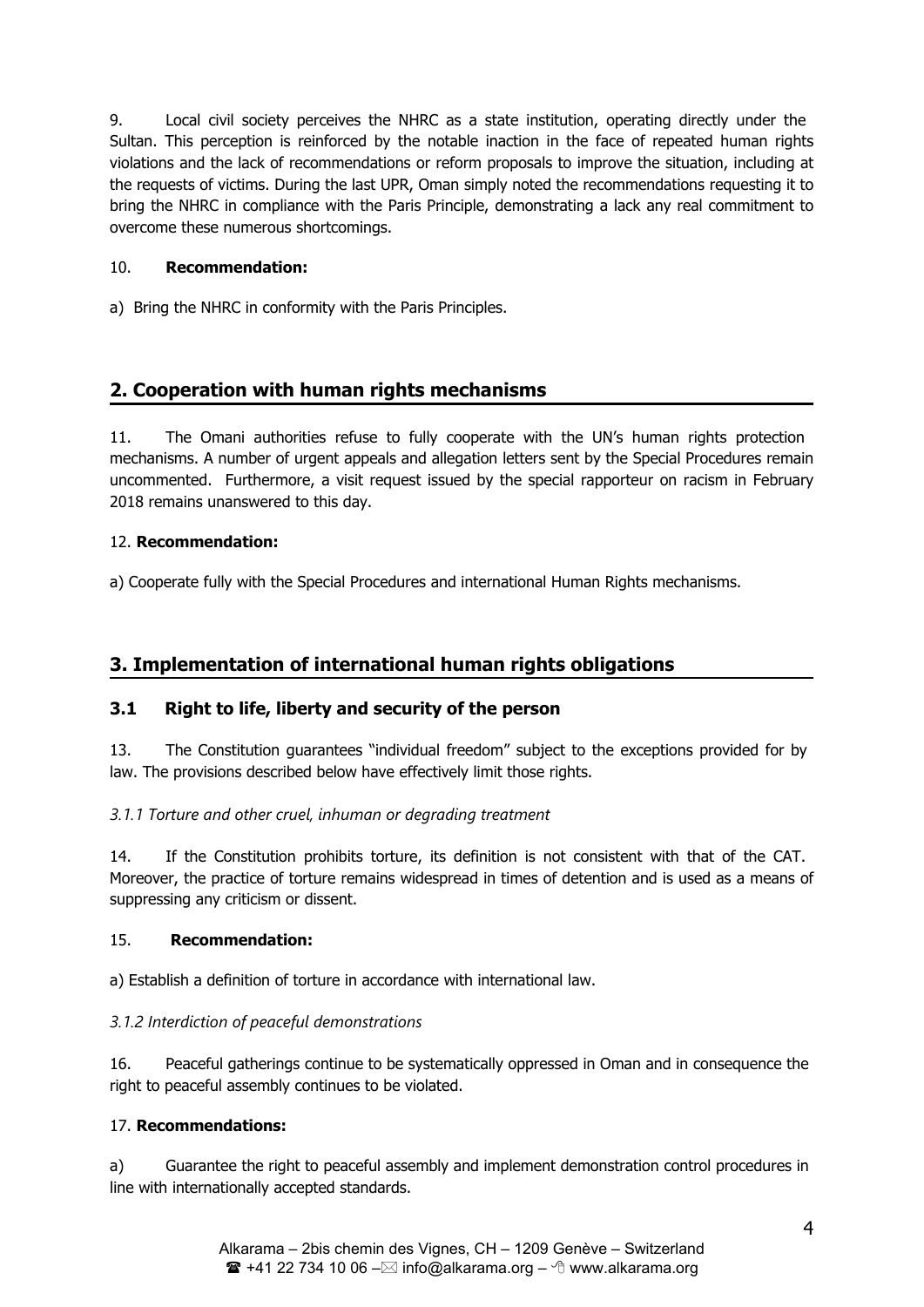9. Local civil society perceives the NHRC as a state institution, operating directly under the Sultan. This perception is reinforced by the notable inaction in the face of repeated human rights violations and the lack of recommendations or reform proposals to improve the situation, including at the requests of victims. During the last UPR, Oman simply noted the recommendations requesting it to bring the NHRC in compliance with the Paris Principle, demonstrating a lack any real commitment to overcome these numerous shortcomings.

10. **Recommendation:**

a) Bring the NHRC in conformity with the Paris Principles.

## 2. Cooperation with human rights mechanisms

11. The Omani authorities refuse to fully cooperate with the UN's human rights protection mechanisms. A number of urgent appeals and allegation letters sent by the Special Procedures remain uncommented. Furthermore, a visit request issued by the special rapporteur on racism in February 2018 remains unanswered to this day.

12. **Recommendation:**

a) Cooperate fully with the Special Procedures and international Human Rights mechanisms.

## 3. Implementation of international human rights obligations

### 3.1 Right to life, liberty and security of the person

13. The Constitution guarantees "individual freedom" subject to the exceptions provided for by law. The provisions described below have effectively limit those rights.

*3.1.1 Torture and other cruel, inhuman or degrading treatment*

14. If the Constitution prohibits torture, its definition is not consistent with that of the CAT. Moreover, the practice of torture remains widespread in times of detention and is used as a means of suppressing any criticism or dissent.

15. **Recommendation:**

a) Establish a definition of torture in accordance with international law.

*3.1.2 Interdiction of peaceful demonstrations*

16. Peaceful gatherings continue to be systematically oppressed in Oman and in consequence the right to peaceful assembly continues to be violated.

17. **Recommendations:**

a) Guarantee the right to peaceful assembly and implement demonstration control procedures in line with internationally accepted standards.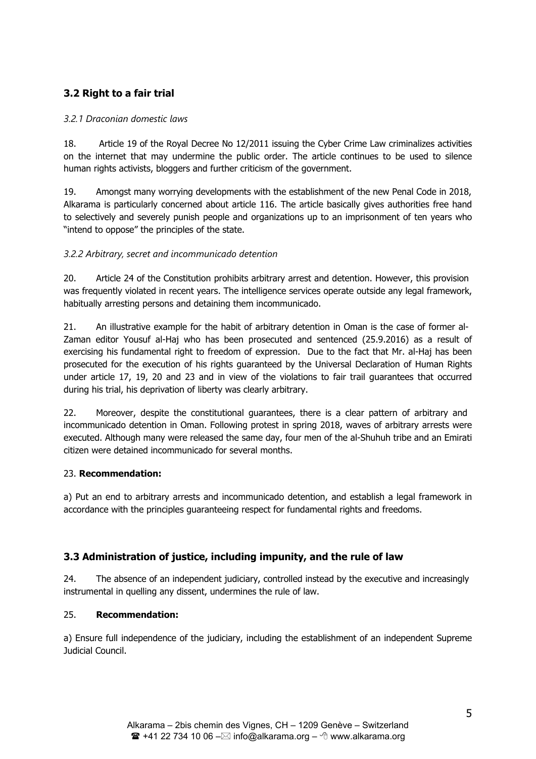## 3.2 Right to a fair trial

### *3.2.1 Draconian domestic laws*

18. Article 19 of the Royal Decree No 12/2011 issuing the Cyber Crime Law criminalizes activities on the internet that may undermine the public order. The article continues to be used to silence human rights activists, bloggers and further criticism of the government.

19. Amongst many worrying developments with the establishment of the new Penal Code in 2018, Alkarama is particularly concerned about article 116. The article basically gives authorities free hand to selectively and severely punish people and organizations up to an imprisonment of ten years who "intend to oppose" the principles of the state.

### *3.2.2 Arbitrary, secret and incommunicado detention*

20. Article 24 of the Constitution prohibits arbitrary arrest and detention. However, this provision was frequently violated in recent years. The intelligence services operate outside any legal framework, habitually arresting persons and detaining them incommunicado.

21. An illustrative example for the habit of arbitrary detention in Oman is the case of former al-Zaman editor Yousuf al-Haj who has been prosecuted and sentenced (25.9.2016) as a result of exercising his fundamental right to freedom of expression. Due to the fact that Mr. al-Haj has been prosecuted for the execution of his rights guaranteed by the Universal Declaration of Human Rights under article 17, 19, 20 and 23 and in view of the violations to fair trail guarantees that occurred during his trial, his deprivation of liberty was clearly arbitrary.

22. Moreover, despite the constitutional guarantees, there is a clear pattern of arbitrary and incommunicado detention in Oman. Following protest in spring 2018, waves of arbitrary arrests were executed. Although many were released the same day, four men of the al-Shuhuh tribe and an Emirati citizen were detained incommunicado for several months.

23. **Recommendation:**

a) Put an end to arbitrary arrests and incommunicado detention, and establish a legal framework in accordance with the principles guaranteeing respect for fundamental rights and freedoms.

## 3.3 Administration of justice, including impunity, and the rule of law

24. The absence of an independent judiciary, controlled instead by the executive and increasingly instrumental in quelling any dissent, undermines the rule of law.

25. **Recommendation:**

a) Ensure full independence of the judiciary, including the establishment of an independent Supreme Judicial Council.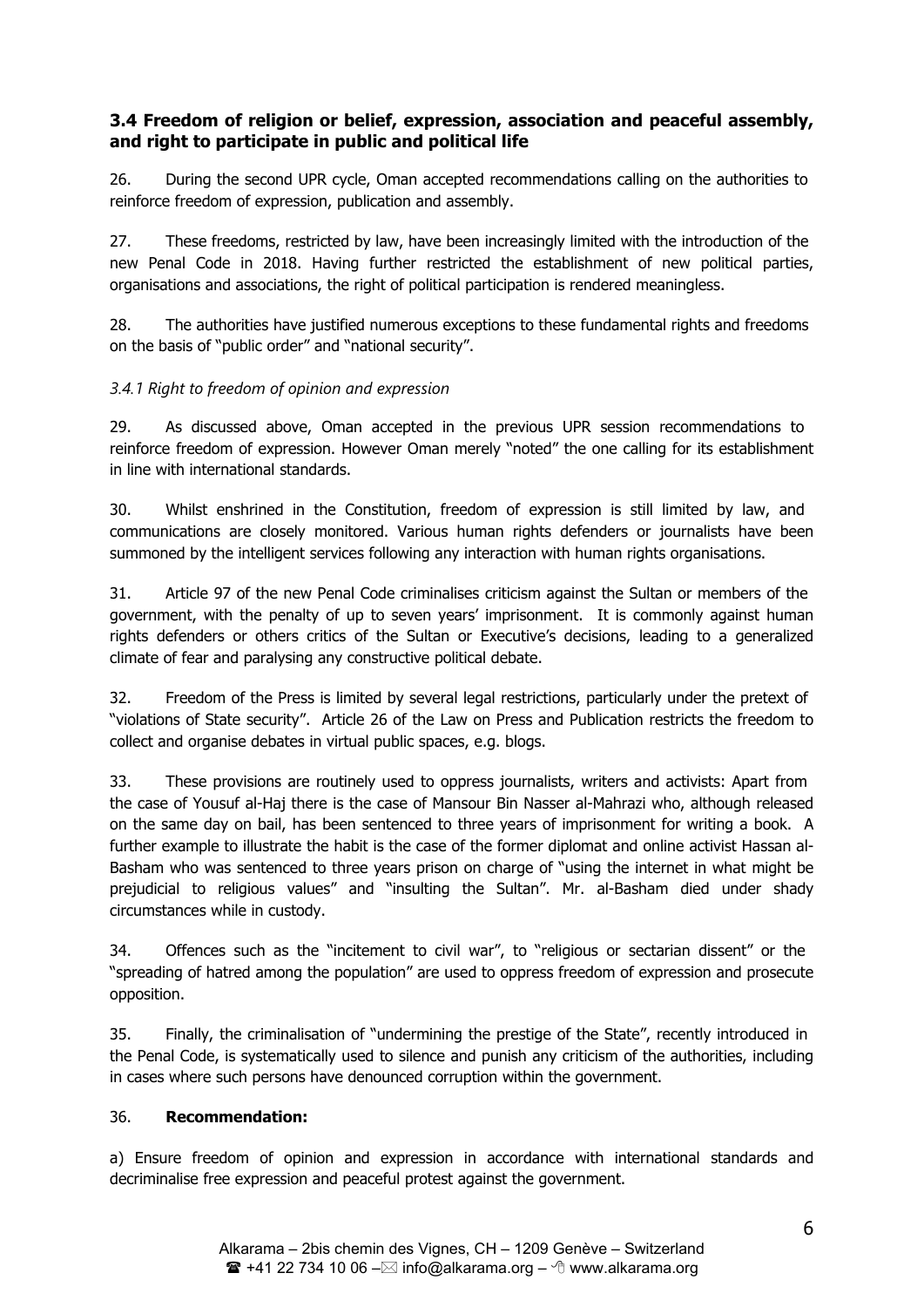### 3.4 Freedom of religion or belief, expression, association and peaceful assembly, and right to participate in public and political life

26. During the second UPR cycle, Oman accepted recommendations calling on the authorities to reinforce freedom of expression, publication and assembly.

27. These freedoms, restricted by law, have been increasingly limited with the introduction of the new Penal Code in 2018. Having further restricted the establishment of new political parties, organisations and associations, the right of political participation is rendered meaningless.

28. The authorities have justified numerous exceptions to these fundamental rights and freedoms on the basis of "public order" and "national security".

#### *3.4.1 Right to freedom of opinion and expression*

29. As discussed above, Oman accepted in the previous UPR session recommendations to reinforce freedom of expression. However Oman merely "noted" the one calling for its establishment in line with international standards.

30. Whilst enshrined in the Constitution, freedom of expression is still limited by law, and communications are closely monitored. Various human rights defenders or journalists have been summoned by the intelligent services following any interaction with human rights organisations.

31. Article 97 of the new Penal Code criminalises criticism against the Sultan or members of the government, with the penalty of up to seven years' imprisonment. It is commonly against human rights defenders or others critics of the Sultan or Executive's decisions, leading to a generalized climate of fear and paralysing any constructive political debate.

32. Freedom of the Press is limited by several legal restrictions, particularly under the pretext of "violations of State security". Article 26 of the Law on Press and Publication restricts the freedom to collect and organise debates in virtual public spaces, e.g. blogs.

33. These provisions are routinely used to oppress journalists, writers and activists: Apart from the case of Yousuf al-Haj there is the case of Mansour Bin Nasser al-Mahrazi who, although released on the same day on bail, has been sentenced to three years of imprisonment for writing a book. A further example to illustrate the habit is the case of the former diplomat and online activist Hassan al-Basham who was sentenced to three years prison on charge of "using the internet in what might be prejudicial to religious values" and "insulting the Sultan". Mr. al-Basham died under shady circumstances while in custody.

34. Offences such as the "incitement to civil war", to "religious or sectarian dissent" or the "spreading of hatred among the population" are used to oppress freedom of expression and prosecute opposition.

35. Finally, the criminalisation of "undermining the prestige of the State", recently introduced in the Penal Code, is systematically used to silence and punish any criticism of the authorities, including in cases where such persons have denounced corruption within the government.

36. **Recommendation:**

a) Ensure freedom of opinion and expression in accordance with international standards and decriminalise free expression and peaceful protest against the government.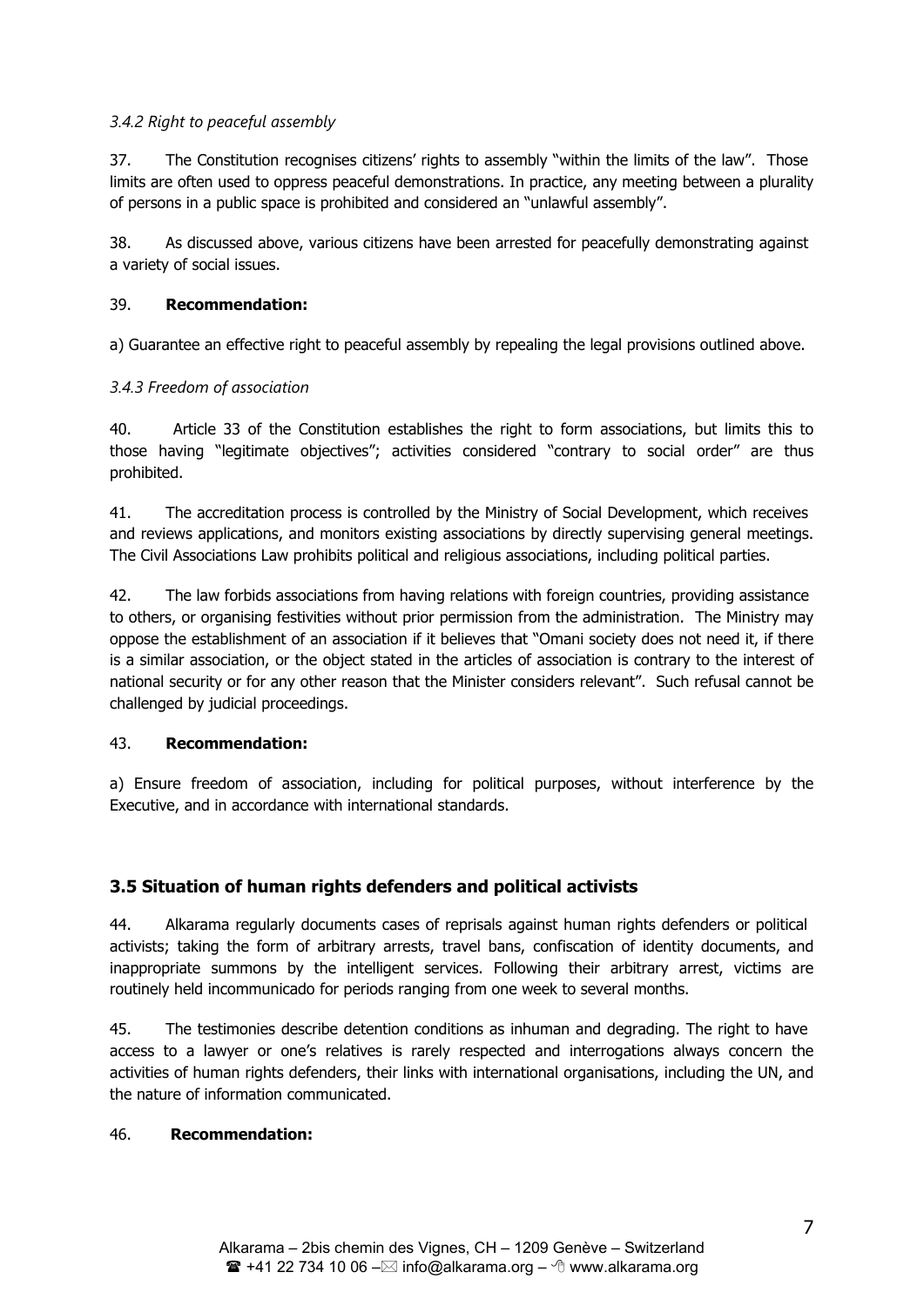### *3.4.2 Right to peaceful assembly*

37. The Constitution recognises citizens' rights to assembly "within the limits of the law". Those limits are often used to oppress peaceful demonstrations. In practice, any meeting between a plurality of persons in a public space is prohibited and considered an "unlawful assembly".

38. As discussed above, various citizens have been arrested for peacefully demonstrating against a variety of social issues.

39. **Recommendation:**

a) Guarantee an effective right to peaceful assembly by repealing the legal provisions outlined above.

### *3.4.3 Freedom of association*

40. Article 33 of the Constitution establishes the right to form associations, but limits this to those having "legitimate objectives"; activities considered "contrary to social order" are thus prohibited.

41. The accreditation process is controlled by the Ministry of Social Development, which receives and reviews applications, and monitors existing associations by directly supervising general meetings. The Civil Associations Law prohibits political and religious associations, including political parties.

42. The law forbids associations from having relations with foreign countries, providing assistance to others, or organising festivities without prior permission from the administration. The Ministry may oppose the establishment of an association if it believes that "Omani society does not need it, if there is a similar association, or the object stated in the articles of association is contrary to the interest of national security or for any other reason that the Minister considers relevant". Such refusal cannot be challenged by judicial proceedings.

43. **Recommendation:**

a) Ensure freedom of association, including for political purposes, without interference by the Executive, and in accordance with international standards.

## 3.5 Situation of human rights defenders and political activists

44. Alkarama regularly documents cases of reprisals against human rights defenders or political activists; taking the form of arbitrary arrests, travel bans, confiscation of identity documents, and inappropriate summons by the intelligent services. Following their arbitrary arrest, victims are routinely held incommunicado for periods ranging from one week to several months.

45. The testimonies describe detention conditions as inhuman and degrading. The right to have access to a lawyer or one's relatives is rarely respected and interrogations always concern the activities of human rights defenders, their links with international organisations, including the UN, and the nature of information communicated.

46. **Recommendation:**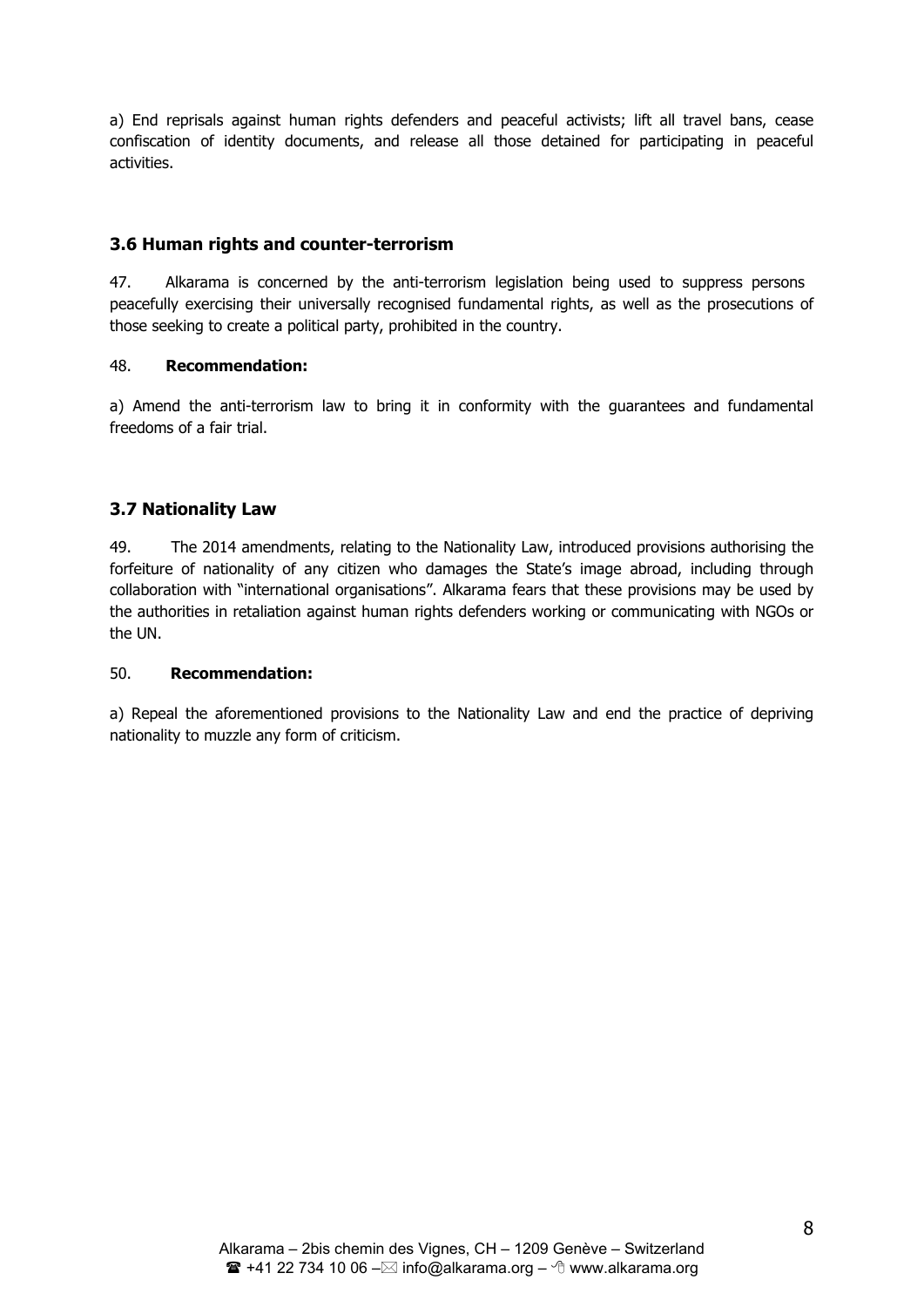a) End reprisals against human rights defenders and peaceful activists; lift all travel bans, cease confiscation of identity documents, and release all those detained for participating in peaceful activities.

### 3.6 Human rights and counter-terrorism

47. Alkarama is concerned by the anti-terrorism legislation being used to suppress persons peacefully exercising their universally recognised fundamental rights, as well as the prosecutions of those seeking to create a political party, prohibited in the country.

48. **Recommendation:**

a) Amend the anti-terrorism law to bring it in conformity with the guarantees and fundamental freedoms of a fair trial.

### 3.7 Nationality Law

49. The 2014 amendments, relating to the Nationality Law, introduced provisions authorising the forfeiture of nationality of any citizen who damages the State's image abroad, including through collaboration with "international organisations". Alkarama fears that these provisions may be used by the authorities in retaliation against human rights defenders working or communicating with NGOs or the UN.

50. **Recommendation:**

a) Repeal the aforementioned provisions to the Nationality Law and end the practice of depriving nationality to muzzle any form of criticism.